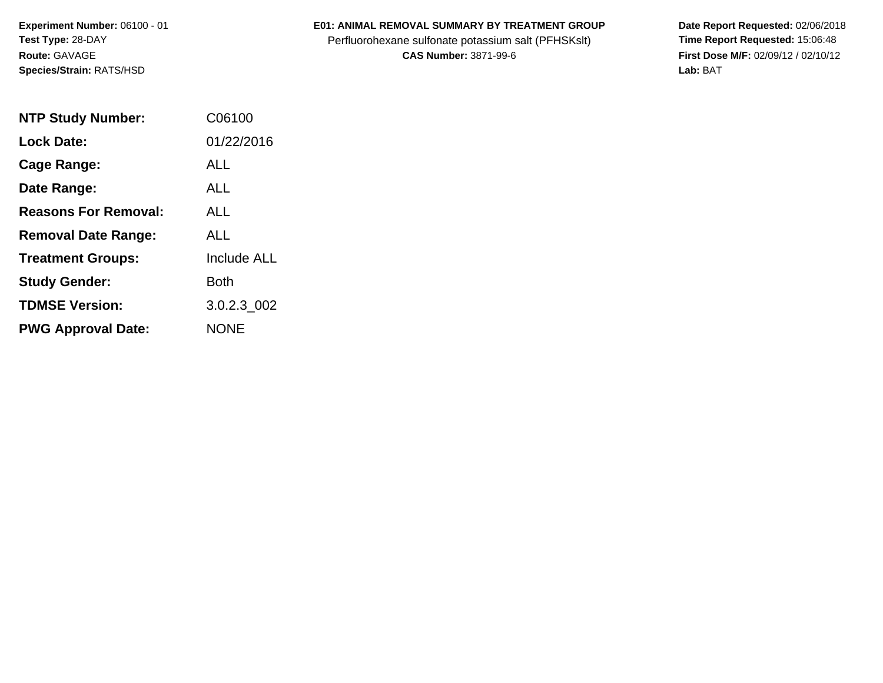**Experiment Number:** 06100 - 01
**Test Type:** 28-DAY
**Route:** GAVAGE
**Species/Strain:** RATS/HSD

# E01: ANIMAL REMOVAL SUMMARY BY TREATMENT GROUP

Perfluorohexane sulfonate potassium salt (PFHSKslt)
**CAS Number:** 3871-99-6

**Date Report Requested:** 02/06/2018
**Time Report Requested:** 15:06:48
**First Dose M/F:** 02/09/12 / 02/10/12
**Lab:** BAT

| | |
|---|---|
| **NTP Study Number:** | C06100 |
| **Lock Date:** | 01/22/2016 |
| **Cage Range:** | ALL |
| **Date Range:** | ALL |
| **Reasons For Removal:** | ALL |
| **Removal Date Range:** | ALL |
| **Treatment Groups:** | Include ALL |
| **Study Gender:** | Both |
| **TDMSE Version:** | 3.0.2.3_002 |
| **PWG Approval Date:** | NONE |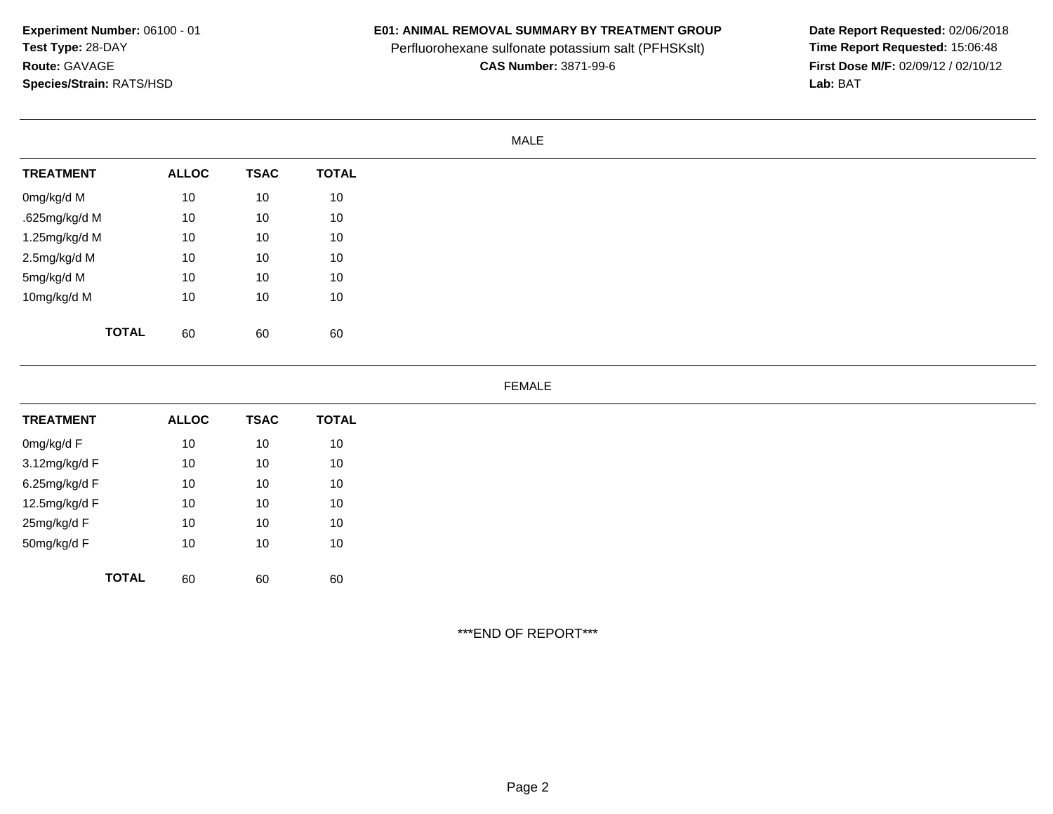**Experiment Number:** 06100 - 01
**Test Type:** 28-DAY
**Route:** GAVAGE
**Species/Strain:** RATS/HSD

**E01: ANIMAL REMOVAL SUMMARY BY TREATMENT GROUP**
Perfluorohexane sulfonate potassium salt (PFHSKslt)
**CAS Number:** 3871-99-6

**Date Report Requested:** 02/06/2018
**Time Report Requested:** 15:06:48
**First Dose M/F:** 02/09/12 / 02/10/12
**Lab:** BAT

MALE

| TREATMENT | ALLOC | TSAC | TOTAL |
|---|---|---|---|
| 0mg/kg/d M | 10 | 10 | 10 |
| .625mg/kg/d M | 10 | 10 | 10 |
| 1.25mg/kg/d M | 10 | 10 | 10 |
| 2.5mg/kg/d M | 10 | 10 | 10 |
| 5mg/kg/d M | 10 | 10 | 10 |
| 10mg/kg/d M | 10 | 10 | 10 |
| **TOTAL** | 60 | 60 | 60 |

FEMALE

| TREATMENT | ALLOC | TSAC | TOTAL |
|---|---|---|---|
| 0mg/kg/d F | 10 | 10 | 10 |
| 3.12mg/kg/d F | 10 | 10 | 10 |
| 6.25mg/kg/d F | 10 | 10 | 10 |
| 12.5mg/kg/d F | 10 | 10 | 10 |
| 25mg/kg/d F | 10 | 10 | 10 |
| 50mg/kg/d F | 10 | 10 | 10 |
| **TOTAL** | 60 | 60 | 60 |

***END OF REPORT***